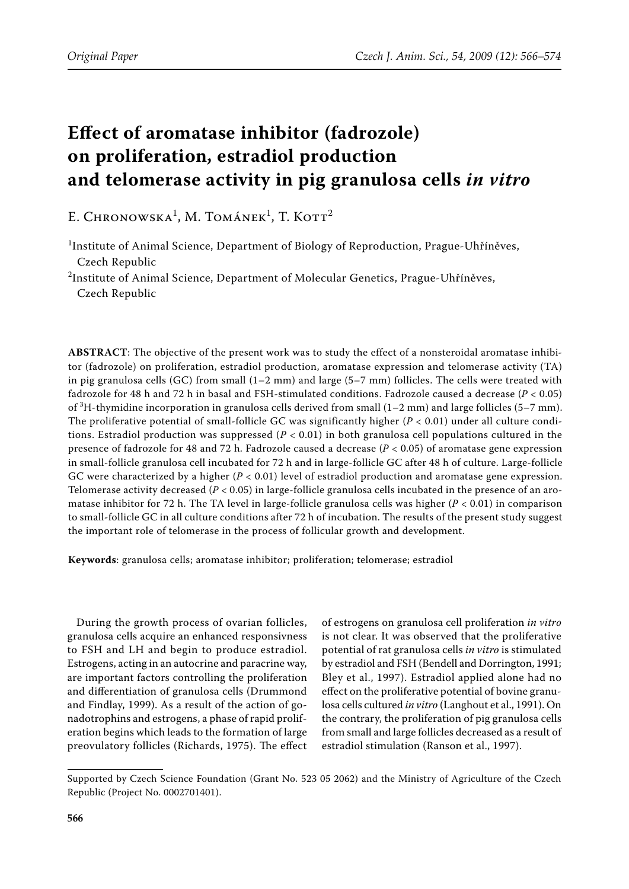# Effect of aromatase inhibitor (fadrozole) on proliferation, estradiol production and telomerase activity in pig granulosa cells *in vitro*

E. Chronowska[1], M. Tománek[1], T. Kott[2]

[1]Institute of Animal Science, Department of Biology of Reproduction, Prague-Uhříněves, Czech Republic

[2]Institute of Animal Science, Department of Molecular Genetics, Prague-Uhříněves, Czech Republic

**ABSTRACT**: The objective of the present work was to study the effect of a nonsteroidal aromatase inhibitor (fadrozole) on proliferation, estradiol production, aromatase expression and telomerase activity (TA) in pig granulosa cells (GC) from small (1–2 mm) and large (5–7 mm) follicles. The cells were treated with fadrozole for 48 h and 72 h in basal and FSH-stimulated conditions. Fadrozole caused a decrease ($P < 0.05$) of $^3$H-thymidine incorporation in granulosa cells derived from small (1–2 mm) and large follicles (5–7 mm). The proliferative potential of small-follicle GC was significantly higher ($P < 0.01$) under all culture conditions. Estradiol production was suppressed ($P < 0.01$) in both granulosa cell populations cultured in the presence of fadrozole for 48 and 72 h. Fadrozole caused a decrease ($P < 0.05$) of aromatase gene expression in small-follicle granulosa cell incubated for 72 h and in large-follicle GC after 48 h of culture. Large-follicle GC were characterized by a higher ($P < 0.01$) level of estradiol production and aromatase gene expression. Telomerase activity decreased ($P < 0.05$) in large-follicle granulosa cells incubated in the presence of an aromatase inhibitor for 72 h. The TA level in large-follicle granulosa cells was higher ($P < 0.01$) in comparison to small-follicle GC in all culture conditions after 72 h of incubation. The results of the present study suggest the important role of telomerase in the process of follicular growth and development.

**Keywords**: granulosa cells; aromatase inhibitor; proliferation; telomerase; estradiol

During the growth process of ovarian follicles, granulosa cells acquire an enhanced responsivness to FSH and LH and begin to produce estradiol. Estrogens, acting in an autocrine and paracrine way, are important factors controlling the proliferation and differentiation of granulosa cells (Drummond and Findlay, 1999). As a result of the action of gonadotrophins and estrogens, a phase of rapid proliferation begins which leads to the formation of large preovulatory follicles (Richards, 1975). The effect of estrogens on granulosa cell proliferation *in vitro* is not clear. It was observed that the proliferative potential of rat granulosa cells *in vitro* is stimulated by estradiol and FSH (Bendell and Dorrington, 1991; Bley et al., 1997). Estradiol applied alone had no effect on the proliferative potential of bovine granulosa cells cultured *in vitro* (Langhout et al., 1991). On the contrary, the proliferation of pig granulosa cells from small and large follicles decreased as a result of estradiol stimulation (Ranson et al., 1997).

Supported by Czech Science Foundation (Grant No. 523 05 2062) and the Ministry of Agriculture of the Czech Republic (Project No. 0002701401).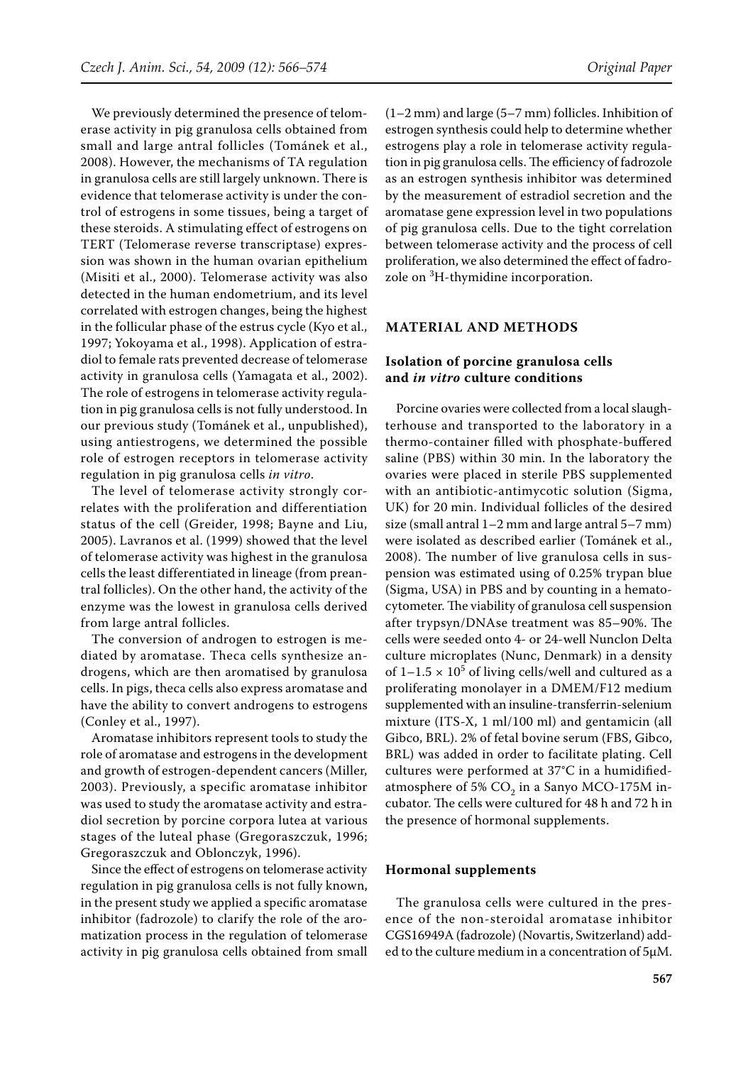We previously determined the presence of telomerase activity in pig granulosa cells obtained from small and large antral follicles (Tománek et al., 2008). However, the mechanisms of TA regulation in granulosa cells are still largely unknown. There is evidence that telomerase activity is under the control of estrogens in some tissues, being a target of these steroids. A stimulating effect of estrogens on TERT (Telomerase reverse transcriptase) expression was shown in the human ovarian epithelium (Misiti et al., 2000). Telomerase activity was also detected in the human endometrium, and its level correlated with estrogen changes, being the highest in the follicular phase of the estrus cycle (Kyo et al., 1997; Yokoyama et al., 1998). Application of estradiol to female rats prevented decrease of telomerase activity in granulosa cells (Yamagata et al., 2002). The role of estrogens in telomerase activity regulation in pig granulosa cells is not fully understood. In our previous study (Tománek et al., unpublished), using antiestrogens, we determined the possible role of estrogen receptors in telomerase activity regulation in pig granulosa cells *in vitro*.

The level of telomerase activity strongly correlates with the proliferation and differentiation status of the cell (Greider, 1998; Bayne and Liu, 2005). Lavranos et al. (1999) showed that the level of telomerase activity was highest in the granulosa cells the least differentiated in lineage (from preantral follicles). On the other hand, the activity of the enzyme was the lowest in granulosa cells derived from large antral follicles.

The conversion of androgen to estrogen is mediated by aromatase. Theca cells synthesize androgens, which are then aromatised by granulosa cells. In pigs, theca cells also express aromatase and have the ability to convert androgens to estrogens (Conley et al., 1997).

Aromatase inhibitors represent tools to study the role of aromatase and estrogens in the development and growth of estrogen-dependent cancers (Miller, 2003). Previously, a specific aromatase inhibitor was used to study the aromatase activity and estradiol secretion by porcine corpora lutea at various stages of the luteal phase (Gregoraszczuk, 1996; Gregoraszczuk and Oblonczyk, 1996).

Since the effect of estrogens on telomerase activity regulation in pig granulosa cells is not fully known, in the present study we applied a specific aromatase inhibitor (fadrozole) to clarify the role of the aromatization process in the regulation of telomerase activity in pig granulosa cells obtained from small (1–2 mm) and large (5–7 mm) follicles. Inhibition of estrogen synthesis could help to determine whether estrogens play a role in telomerase activity regulation in pig granulosa cells. The efficiency of fadrozole as an estrogen synthesis inhibitor was determined by the measurement of estradiol secretion and the aromatase gene expression level in two populations of pig granulosa cells. Due to the tight correlation between telomerase activity and the process of cell proliferation, we also determined the effect of fadrozole on $^3$H-thymidine incorporation.

## MATERIAL AND METHODS

### Isolation of porcine granulosa cells and *in vitro* culture conditions

Porcine ovaries were collected from a local slaughterhouse and transported to the laboratory in a thermo-container filled with phosphate-buffered saline (PBS) within 30 min. In the laboratory the ovaries were placed in sterile PBS supplemented with an antibiotic-antimycotic solution (Sigma, UK) for 20 min. Individual follicles of the desired size (small antral 1–2 mm and large antral 5–7 mm) were isolated as described earlier (Tománek et al., 2008). The number of live granulosa cells in suspension was estimated using of 0.25% trypan blue (Sigma, USA) in PBS and by counting in a hematocytometer. The viability of granulosa cell suspension after trypsyn/DNAse treatment was 85–90%. The cells were seeded onto 4- or 24-well Nunclon Delta culture microplates (Nunc, Denmark) in a density of $1–1.5 \times 10^5$ of living cells/well and cultured as a proliferating monolayer in a DMEM/F12 medium supplemented with an insuline-transferrin-selenium mixture (ITS-X, 1 ml/100 ml) and gentamicin (all Gibco, BRL). 2% of fetal bovine serum (FBS, Gibco, BRL) was added in order to facilitate plating. Cell cultures were performed at 37°C in a humidified-atmosphere of 5% $CO_2$ in a Sanyo MCO-175M incubator. The cells were cultured for 48 h and 72 h in the presence of hormonal supplements.

### Hormonal supplements

The granulosa cells were cultured in the presence of the non-steroidal aromatase inhibitor CGS16949A (fadrozole) (Novartis, Switzerland) added to the culture medium in a concentration of 5μM.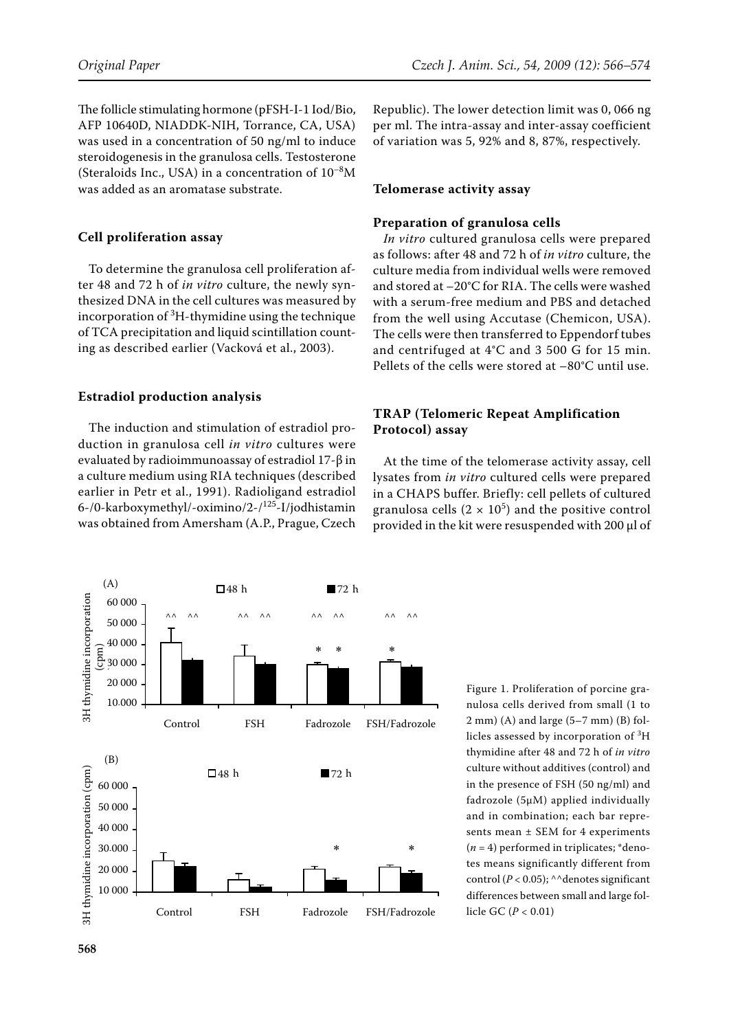The follicle stimulating hormone (pFSH-I-1 Iod/Bio, AFP 10640D, NIADDK-NIH, Torrance, CA, USA) was used in a concentration of 50 ng/ml to induce steroidogenesis in the granulosa cells. Testosterone (Steraloids Inc., USA) in a concentration of $10^{-8}$M was added as an aromatase substrate.

### Cell proliferation assay

To determine the granulosa cell proliferation after 48 and 72 h of *in vitro* culture, the newly synthesized DNA in the cell cultures was measured by incorporation of $^{3}$H-thymidine using the technique of TCA precipitation and liquid scintillation counting as described earlier (Vacková et al., 2003).

### Estradiol production analysis

The induction and stimulation of estradiol production in granulosa cell *in vitro* cultures were evaluated by radioimmunoassay of estradiol 17-β in a culture medium using RIA techniques (described earlier in Petr et al., 1991). Radioligand estradiol 6-/0-karboxymethyl/-oximino/2-/$^{125}$-I/jodhistamin was obtained from Amersham (A.P., Prague, Czech Republic). The lower detection limit was 0, 066 ng per ml. The intra-assay and inter-assay coefficient of variation was 5, 92% and 8, 87%, respectively.

### Telomerase activity assay

#### Preparation of granulosa cells

*In vitro* cultured granulosa cells were prepared as follows: after 48 and 72 h of *in vitro* culture, the culture media from individual wells were removed and stored at –20°C for RIA. The cells were washed with a serum-free medium and PBS and detached from the well using Accutase (Chemicon, USA). The cells were then transferred to Eppendorf tubes and centrifuged at 4°C and 3 500 G for 15 min. Pellets of the cells were stored at –80°C until use.

### TRAP (Telomeric Repeat Amplification Protocol) assay

At the time of the telomerase activity assay, cell lysates from *in vitro* cultured cells were prepared in a CHAPS buffer. Briefly: cell pellets of cultured granulosa cells ($2 \times 10^{5}$) and the positive control provided in the kit were resuspended with 200 μl of

Figure 1. Proliferation of porcine granulosa cells derived from small (1 to 2 mm) (A) and large (5–7 mm) (B) follicles assessed by incorporation of $^{3}$H thymidine after 48 and 72 h of *in vitro* culture without additives (control) and in the presence of FSH (50 ng/ml) and fadrozole (5μM) applied individually and in combination; each bar represents mean ± SEM for 4 experiments ($n = 4$) performed in triplicates; *denotes means significantly different from control ($P < 0.05$); ^^denotes significant differences between small and large follicle GC ($P < 0.01$)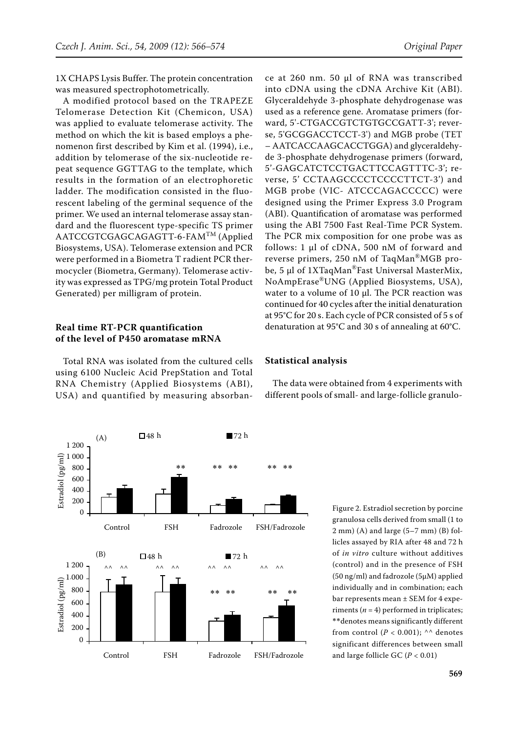1X CHAPS Lysis Buffer. The protein concentration was measured spectrophotometrically.

A modified protocol based on the TRAPEZE Telomerase Detection Kit (Chemicon, USA) was applied to evaluate telomerase activity. The method on which the kit is based employs a phenomenon first described by Kim et al. (1994), i.e., addition by telomerase of the six-nucleotide repeat sequence GGTTAG to the template, which results in the formation of an electrophoretic ladder. The modification consisted in the fluorescent labeling of the germinal sequence of the primer. We used an internal telomerase assay standard and the fluorescent type-specific TS primer AATCCGTCGAGCAGAGTT-6-FAM™ (Applied Biosystems, USA). Telomerase extension and PCR were performed in a Biometra T radient PCR thermocycler (Biometra, Germany). Telomerase activity was expressed as TPG/mg protein Total Product Generated) per milligram of protein.

### Real time RT-PCR quantification of the level of P450 aromatase mRNA

Total RNA was isolated from the cultured cells using 6100 Nucleic Acid PrepStation and Total RNA Chemistry (Applied Biosystems (ABI), USA) and quantified by measuring absorbance at 260 nm. 50 μl of RNA was transcribed into cDNA using the cDNA Archive Kit (ABI). Glyceraldehyde 3-phosphate dehydrogenase was used as a reference gene. Aromatase primers (forward, 5'-CTGACCGTCTGTGCCGATT-3'; reverse, 5'GCGGACCTCCT-3') and MGB probe (TET – AATCACCAAGCACCTGGA) and glyceraldehyde 3-phosphate dehydrogenase primers (forward, 5'-GAGCATCTCCTGACTTCCAGTTTC-3'; reverse, 5' CCTAAGCCCCTCCCCTTCT-3') and MGB probe (VIC- ATCCCAGACCCCC) were designed using the Primer Express 3.0 Program (ABI). Quantification of aromatase was performed using the ABI 7500 Fast Real-Time PCR System. The PCR mix composition for one probe was as follows: 1 μl of cDNA, 500 nM of forward and reverse primers, 250 nM of TaqMan®MGB probe, 5 μl of 1XTaqMan®Fast Universal MasterMix, NoAmpErase®UNG (Applied Biosystems, USA), water to a volume of 10 μl. The PCR reaction was continued for 40 cycles after the initial denaturation at 95°C for 20 s. Each cycle of PCR consisted of 5 s of denaturation at 95°C and 30 s of annealing at 60°C.

### Statistical analysis

The data were obtained from 4 experiments with different pools of small- and large-follicle granulo-

Figure 2. Estradiol secretion by porcine granulosa cells derived from small (1 to 2 mm) (A) and large (5–7 mm) (B) follicles assayed by RIA after 48 and 72 h of *in vitro* culture without additives (control) and in the presence of FSH (50 ng/ml) and fadrozole (5μM) applied individually and in combination; each bar represents mean ± SEM for 4 experiments ($n = 4$) performed in triplicates; **denotes means significantly different from control ($P < 0.001$); ^^ denotes significant differences between small and large follicle GC ($P < 0.01$)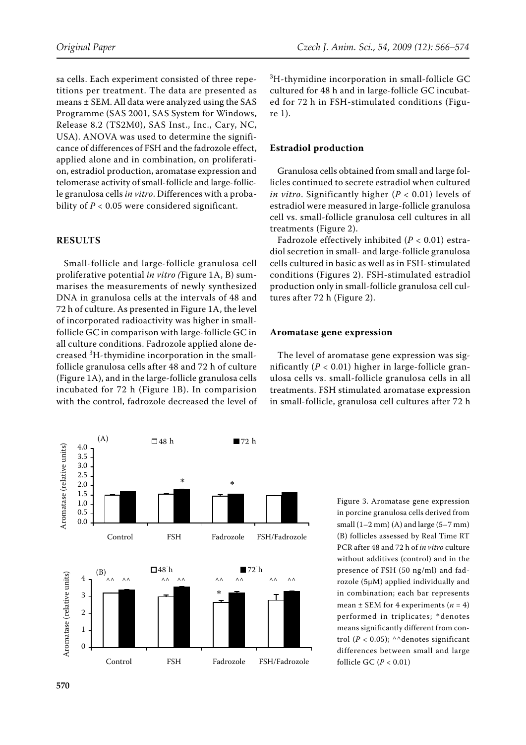sa cells. Each experiment consisted of three repetitions per treatment. The data are presented as means ± SEM. All data were analyzed using the SAS Programme (SAS 2001, SAS System for Windows, Release 8.2 (TS2M0), SAS Inst., Inc., Cary, NC, USA). ANOVA was used to determine the significance of differences of FSH and the fadrozole effect, applied alone and in combination, on proliferation, estradiol production, aromatase expression and telomerase activity of small-follicle and large-follicle granulosa cells *in vitro*. Differences with a probability of $P < 0.05$ were considered significant.

## RESULTS

Small-follicle and large-follicle granulosa cell proliferative potential *in vitro* (Figure 1A, B) summarises the measurements of newly synthesized DNA in granulosa cells at the intervals of 48 and 72 h of culture. As presented in Figure 1A, the level of incorporated radioactivity was higher in small-follicle GC in comparison with large-follicle GC in all culture conditions. Fadrozole applied alone decreased $^3$H-thymidine incorporation in the small-follicle granulosa cells after 48 and 72 h of culture (Figure 1A), and in the large-follicle granulosa cells incubated for 72 h (Figure 1B). In comparision with the control, fadrozole decreased the level of $^3$H-thymidine incorporation in small-follicle GC cultured for 48 h and in large-follicle GC incubated for 72 h in FSH-stimulated conditions (Figure 1).

### Estradiol production

Granulosa cells obtained from small and large follicles continued to secrete estradiol when cultured *in vitro*. Significantly higher ($P < 0.01$) levels of estradiol were measured in large-follicle granulosa cell vs. small-follicle granulosa cell cultures in all treatments (Figure 2).

Fadrozole effectively inhibited ($P < 0.01$) estradiol secretion in small- and large-follicle granulosa cells cultured in basic as well as in FSH-stimulated conditions (Figures 2). FSH-stimulated estradiol production only in small-follicle granulosa cell cultures after 72 h (Figure 2).

### Aromatase gene expression

The level of aromatase gene expression was significantly ($P < 0.01$) higher in large-follicle granulosa cells vs. small-follicle granulosa cells in all treatments. FSH stimulated aromatase expression in small-follicle, granulosa cell cultures after 72 h

Figure 3. Aromatase gene expression in porcine granulosa cells derived from small (1–2 mm) (A) and large (5–7 mm) (B) follicles assessed by Real Time RT PCR after 48 and 72 h of *in vitro* culture without additives (control) and in the presence of FSH (50 ng/ml) and fadrozole (5μM) applied individually and in combination; each bar represents mean ± SEM for 4 experiments ($n = 4$) performed in triplicates; *denotes means significantly different from control ($P < 0.05$); ^^denotes significant differences between small and large follicle GC ($P < 0.01$)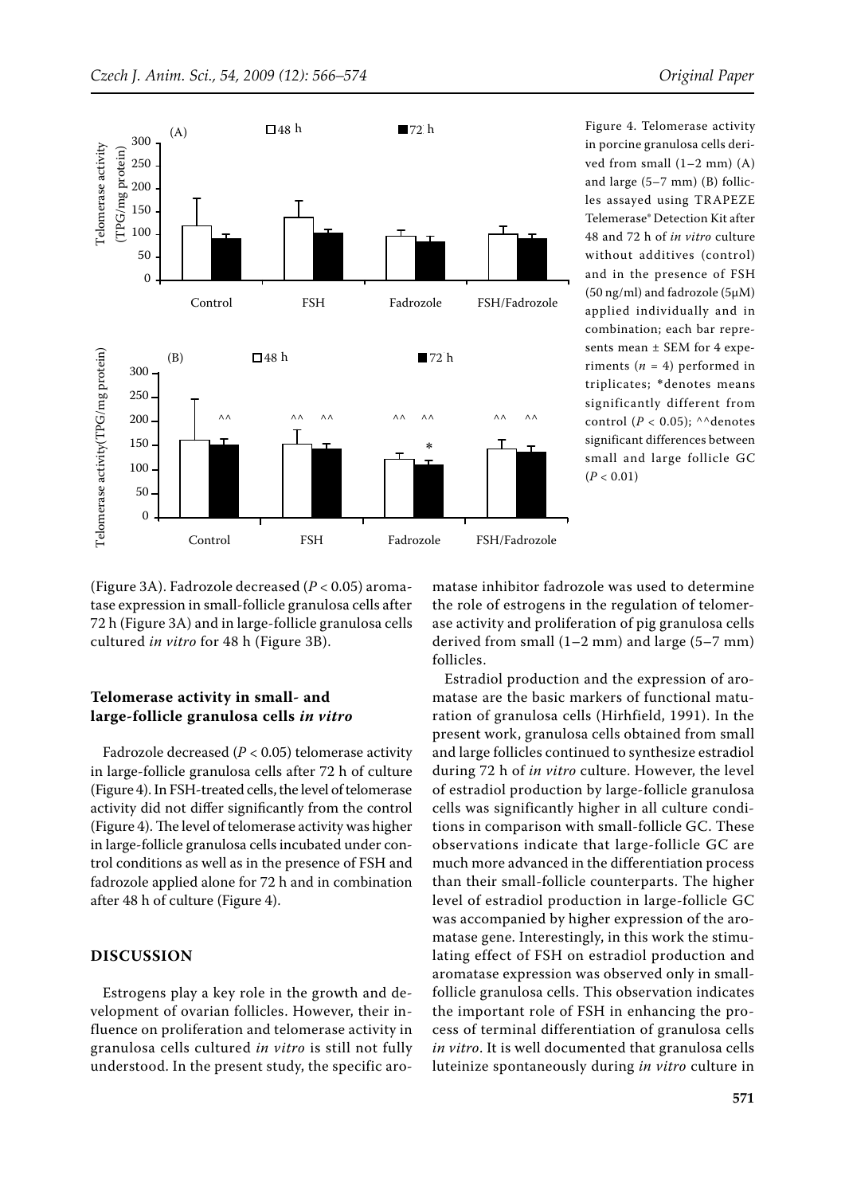Figure 4. Telomerase activity in porcine granulosa cells derived from small (1–2 mm) (A) and large (5–7 mm) (B) follicles assayed using TRAPEZE Telemerase® Detection Kit after 48 and 72 h of *in vitro* culture without additives (control) and in the presence of FSH (50 ng/ml) and fadrozole (5μM) applied individually and in combination; each bar represents mean ± SEM for 4 experiments ($n = 4$) performed in triplicates; *denotes means significantly different from control ($P < 0.05$); ^^denotes significant differences between small and large follicle GC ($P < 0.01$)

(Figure 3A). Fadrozole decreased ($P < 0.05$) aromatase expression in small-follicle granulosa cells after 72 h (Figure 3A) and in large-follicle granulosa cells cultured *in vitro* for 48 h (Figure 3B).

### Telomerase activity in small- and large-follicle granulosa cells *in vitro*

Fadrozole decreased ($P < 0.05$) telomerase activity in large-follicle granulosa cells after 72 h of culture (Figure 4). In FSH-treated cells, the level of telomerase activity did not differ significantly from the control (Figure 4). The level of telomerase activity was higher in large-follicle granulosa cells incubated under control conditions as well as in the presence of FSH and fadrozole applied alone for 72 h and in combination after 48 h of culture (Figure 4).

## DISCUSSION

Estrogens play a key role in the growth and development of ovarian follicles. However, their influence on proliferation and telomerase activity in granulosa cells cultured *in vitro* is still not fully understood. In the present study, the specific aromatase inhibitor fadrozole was used to determine the role of estrogens in the regulation of telomerase activity and proliferation of pig granulosa cells derived from small (1–2 mm) and large (5–7 mm) follicles.

Estradiol production and the expression of aromatase are the basic markers of functional maturation of granulosa cells (Hirhfield, 1991). In the present work, granulosa cells obtained from small and large follicles continued to synthesize estradiol during 72 h of *in vitro* culture. However, the level of estradiol production by large-follicle granulosa cells was significantly higher in all culture conditions in comparison with small-follicle GC. These observations indicate that large-follicle GC are much more advanced in the differentiation process than their small-follicle counterparts. The higher level of estradiol production in large-follicle GC was accompanied by higher expression of the aromatase gene. Interestingly, in this work the stimulating effect of FSH on estradiol production and aromatase expression was observed only in small-follicle granulosa cells. This observation indicates the important role of FSH in enhancing the process of terminal differentiation of granulosa cells *in vitro*. It is well documented that granulosa cells luteinize spontaneously during *in vitro* culture in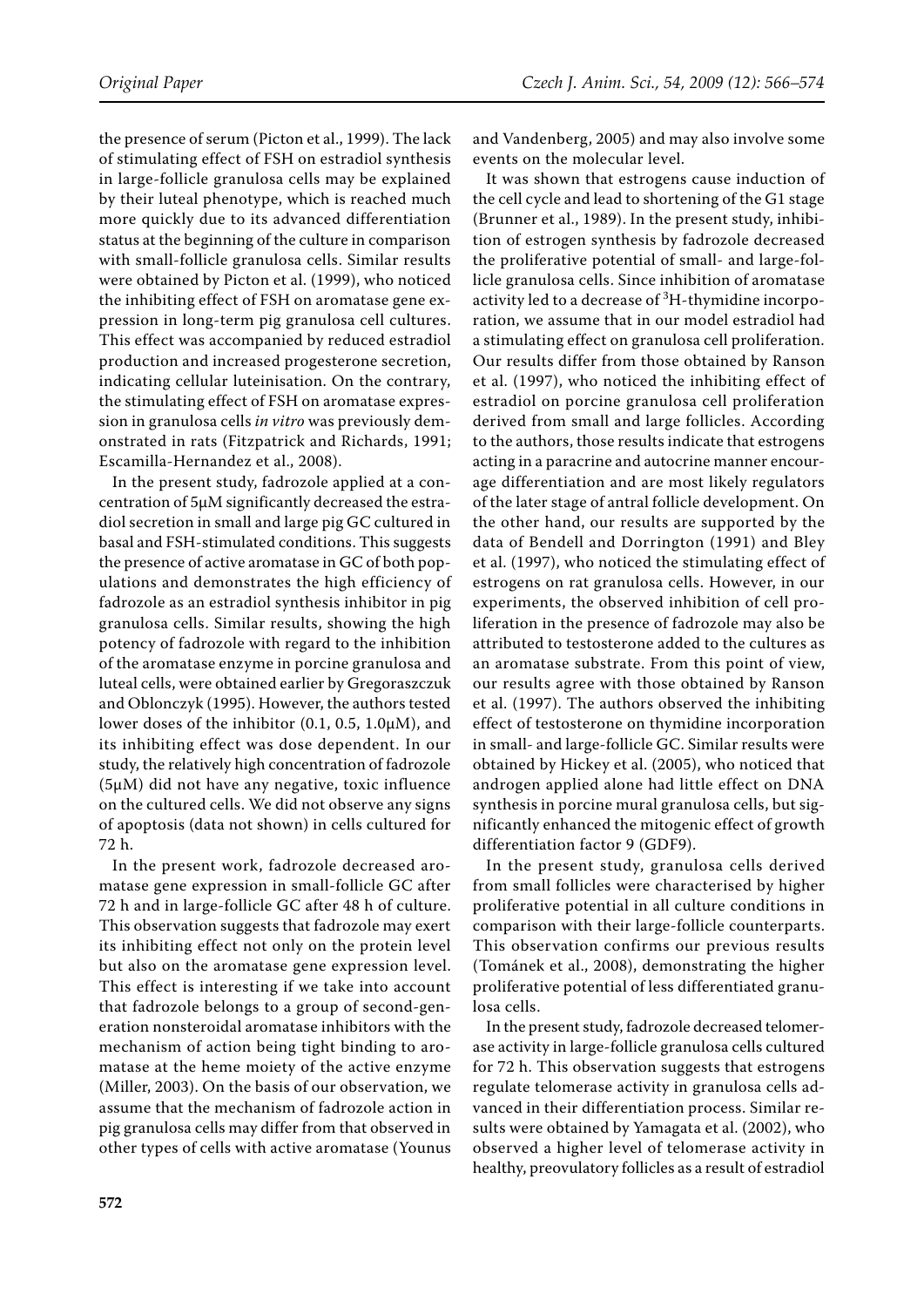the presence of serum (Picton et al., 1999). The lack of stimulating effect of FSH on estradiol synthesis in large-follicle granulosa cells may be explained by their luteal phenotype, which is reached much more quickly due to its advanced differentiation status at the beginning of the culture in comparison with small-follicle granulosa cells. Similar results were obtained by Picton et al. (1999), who noticed the inhibiting effect of FSH on aromatase gene expression in long-term pig granulosa cell cultures. This effect was accompanied by reduced estradiol production and increased progesterone secretion, indicating cellular luteinisation. On the contrary, the stimulating effect of FSH on aromatase expression in granulosa cells *in vitro* was previously demonstrated in rats (Fitzpatrick and Richards, 1991; Escamilla-Hernandez et al., 2008).

In the present study, fadrozole applied at a concentration of 5μM significantly decreased the estradiol secretion in small and large pig GC cultured in basal and FSH-stimulated conditions. This suggests the presence of active aromatase in GC of both populations and demonstrates the high efficiency of fadrozole as an estradiol synthesis inhibitor in pig granulosa cells. Similar results, showing the high potency of fadrozole with regard to the inhibition of the aromatase enzyme in porcine granulosa and luteal cells, were obtained earlier by Gregoraszczuk and Oblonczyk (1995). However, the authors tested lower doses of the inhibitor (0.1, 0.5, 1.0μM), and its inhibiting effect was dose dependent. In our study, the relatively high concentration of fadrozole (5μM) did not have any negative, toxic influence on the cultured cells. We did not observe any signs of apoptosis (data not shown) in cells cultured for 72 h.

In the present work, fadrozole decreased aromatase gene expression in small-follicle GC after 72 h and in large-follicle GC after 48 h of culture. This observation suggests that fadrozole may exert its inhibiting effect not only on the protein level but also on the aromatase gene expression level. This effect is interesting if we take into account that fadrozole belongs to a group of second-generation nonsteroidal aromatase inhibitors with the mechanism of action being tight binding to aromatase at the heme moiety of the active enzyme (Miller, 2003). On the basis of our observation, we assume that the mechanism of fadrozole action in pig granulosa cells may differ from that observed in other types of cells with active aromatase (Younus and Vandenberg, 2005) and may also involve some events on the molecular level.

It was shown that estrogens cause induction of the cell cycle and lead to shortening of the G1 stage (Brunner et al., 1989). In the present study, inhibition of estrogen synthesis by fadrozole decreased the proliferative potential of small- and large-follicle granulosa cells. Since inhibition of aromatase activity led to a decrease of $^{3}$H-thymidine incorporation, we assume that in our model estradiol had a stimulating effect on granulosa cell proliferation. Our results differ from those obtained by Ranson et al. (1997), who noticed the inhibiting effect of estradiol on porcine granulosa cell proliferation derived from small and large follicles. According to the authors, those results indicate that estrogens acting in a paracrine and autocrine manner encourage differentiation and are most likely regulators of the later stage of antral follicle development. On the other hand, our results are supported by the data of Bendell and Dorrington (1991) and Bley et al. (1997), who noticed the stimulating effect of estrogens on rat granulosa cells. However, in our experiments, the observed inhibition of cell proliferation in the presence of fadrozole may also be attributed to testosterone added to the cultures as an aromatase substrate. From this point of view, our results agree with those obtained by Ranson et al. (1997). The authors observed the inhibiting effect of testosterone on thymidine incorporation in small- and large-follicle GC. Similar results were obtained by Hickey et al. (2005), who noticed that androgen applied alone had little effect on DNA synthesis in porcine mural granulosa cells, but significantly enhanced the mitogenic effect of growth differentiation factor 9 (GDF9).

In the present study, granulosa cells derived from small follicles were characterised by higher proliferative potential in all culture conditions in comparison with their large-follicle counterparts. This observation confirms our previous results (Tománek et al., 2008), demonstrating the higher proliferative potential of less differentiated granulosa cells.

In the present study, fadrozole decreased telomerase activity in large-follicle granulosa cells cultured for 72 h. This observation suggests that estrogens regulate telomerase activity in granulosa cells advanced in their differentiation process. Similar results were obtained by Yamagata et al. (2002), who observed a higher level of telomerase activity in healthy, preovulatory follicles as a result of estradiol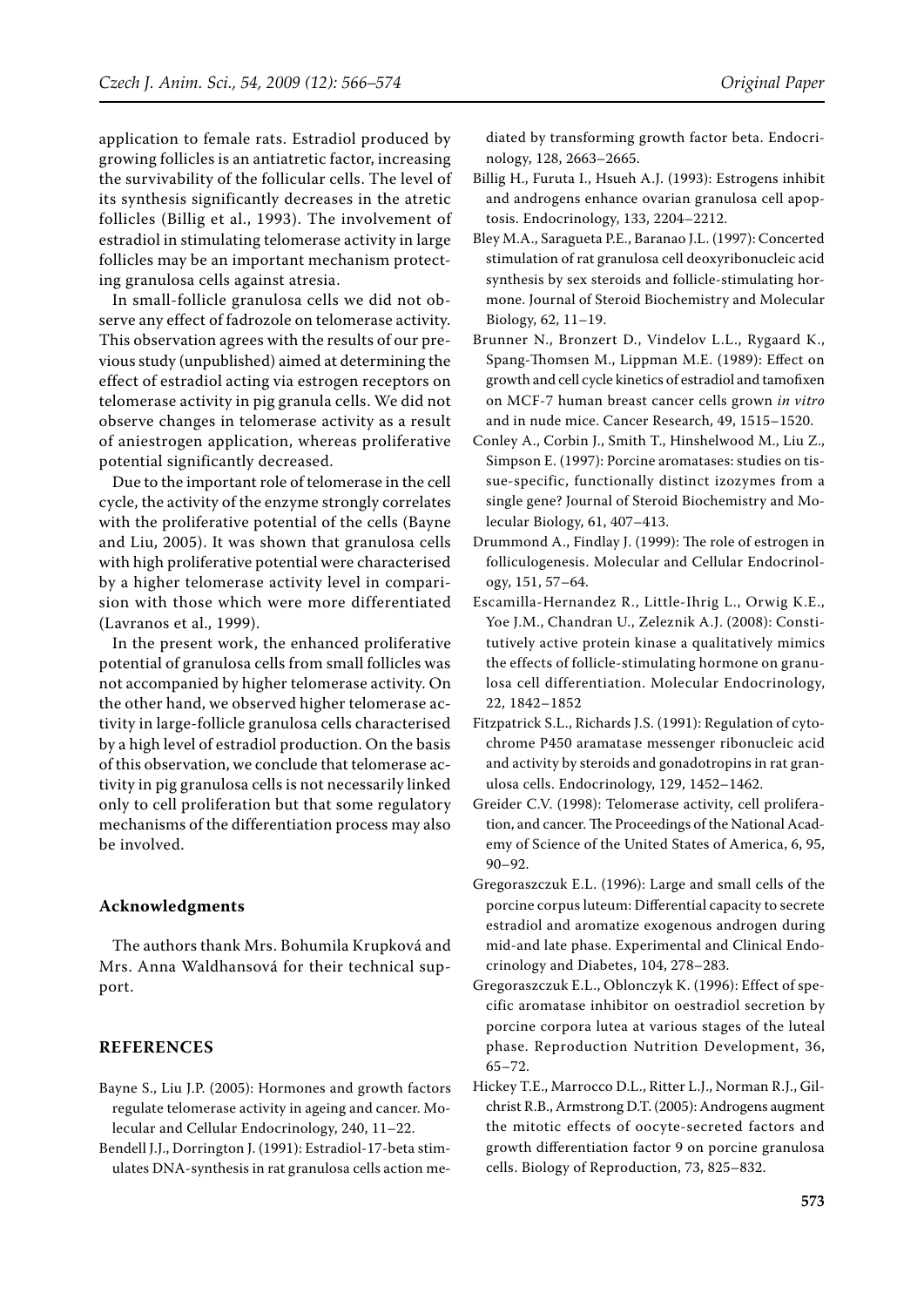application to female rats. Estradiol produced by growing follicles is an antiatretic factor, increasing the survivability of the follicular cells. The level of its synthesis significantly decreases in the atretic follicles (Billig et al., 1993). The involvement of estradiol in stimulating telomerase activity in large follicles may be an important mechanism protecting granulosa cells against atresia.

In small-follicle granulosa cells we did not observe any effect of fadrozole on telomerase activity. This observation agrees with the results of our previous study (unpublished) aimed at determining the effect of estradiol acting via estrogen receptors on telomerase activity in pig granula cells. We did not observe changes in telomerase activity as a result of aniestrogen application, whereas proliferative potential significantly decreased.

Due to the important role of telomerase in the cell cycle, the activity of the enzyme strongly correlates with the proliferative potential of the cells (Bayne and Liu, 2005). It was shown that granulosa cells with high proliferative potential were characterised by a higher telomerase activity level in comparison with those which were more differentiated (Lavranos et al., 1999).

In the present work, the enhanced proliferative potential of granulosa cells from small follicles was not accompanied by higher telomerase activity. On the other hand, we observed higher telomerase activity in large-follicle granulosa cells characterised by a high level of estradiol production. On the basis of this observation, we conclude that telomerase activity in pig granulosa cells is not necessarily linked only to cell proliferation but that some regulatory mechanisms of the differentiation process may also be involved.

## Acknowledgments

The authors thank Mrs. Bohumila Krupková and Mrs. Anna Waldhansová for their technical support.

## REFERENCES

Bayne S., Liu J.P. (2005): Hormones and growth factors regulate telomerase activity in ageing and cancer. Molecular and Cellular Endocrinology, 240, 11–22.

Bendell J.J., Dorrington J. (1991): Estradiol-17-beta stimulates DNA-synthesis in rat granulosa cells action mediated by transforming growth factor beta. Endocrinology, 128, 2663–2665.

Billig H., Furuta I., Hsueh A.J. (1993): Estrogens inhibit and androgens enhance ovarian granulosa cell apoptosis. Endocrinology, 133, 2204–2212.

Bley M.A., Saragueta P.E., Baranao J.L. (1997): Concerted stimulation of rat granulosa cell deoxyribonucleic acid synthesis by sex steroids and follicle-stimulating hormone. Journal of Steroid Biochemistry and Molecular Biology, 62, 11–19.

Brunner N., Bronzert D., Vindelov L.L., Rygaard K., Spang-Thomsen M., Lippman M.E. (1989): Effect on growth and cell cycle kinetics of estradiol and tamofixen on MCF-7 human breast cancer cells grown *in vitro* and in nude mice. Cancer Research, 49, 1515–1520.

Conley A., Corbin J., Smith T., Hinshelwood M., Liu Z., Simpson E. (1997): Porcine aromatases: studies on tissue-specific, functionally distinct izozymes from a single gene? Journal of Steroid Biochemistry and Molecular Biology, 61, 407–413.

Drummond A., Findlay J. (1999): The role of estrogen in folliculogenesis. Molecular and Cellular Endocrinology, 151, 57–64.

Escamilla-Hernandez R., Little-Ihrig L., Orwig K.E., Yoe J.M., Chandran U., Zeleznik A.J. (2008): Constitutively active protein kinase a qualitatively mimics the effects of follicle-stimulating hormone on granulosa cell differentiation. Molecular Endocrinology, 22, 1842–1852

Fitzpatrick S.L., Richards J.S. (1991): Regulation of cytochrome P450 aramatase messenger ribonucleic acid and activity by steroids and gonadotropins in rat granulosa cells. Endocrinology, 129, 1452–1462.

Greider C.V. (1998): Telomerase activity, cell proliferation, and cancer. The Proceedings of the National Academy of Science of the United States of America, 6, 95, 90–92.

Gregoraszczuk E.L. (1996): Large and small cells of the porcine corpus luteum: Differential capacity to secrete estradiol and aromatize exogenous androgen during mid-and late phase. Experimental and Clinical Endocrinology and Diabetes, 104, 278–283.

Gregoraszczuk E.L., Oblonczyk K. (1996): Effect of specific aromatase inhibitor on oestradiol secretion by porcine corpora lutea at various stages of the luteal phase. Reproduction Nutrition Development, 36, 65–72.

Hickey T.E., Marrocco D.L., Ritter L.J., Norman R.J., Gilchrist R.B., Armstrong D.T. (2005): Androgens augment the mitotic effects of oocyte-secreted factors and growth differentiation factor 9 on porcine granulosa cells. Biology of Reproduction, 73, 825–832.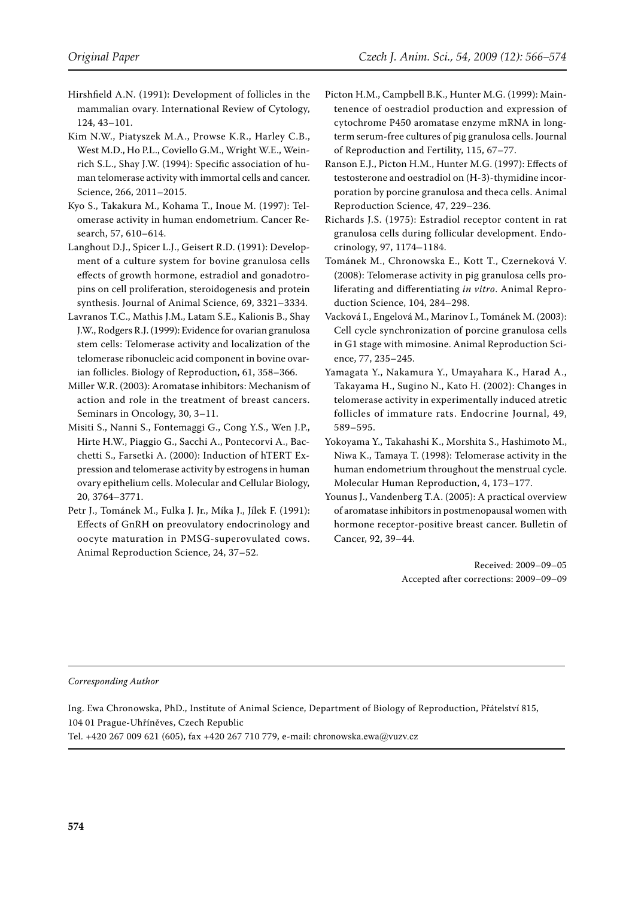Hirshfield A.N. (1991): Development of follicles in the mammalian ovary. International Review of Cytology, 124, 43–101.

Kim N.W., Piatyszek M.A., Prowse K.R., Harley C.B., West M.D., Ho P.L., Coviello G.M., Wright W.E., Weinrich S.L., Shay J.W. (1994): Specific association of human telomerase activity with immortal cells and cancer. Science, 266, 2011–2015.

Kyo S., Takakura M., Kohama T., Inoue M. (1997): Telomerase activity in human endometrium. Cancer Research, 57, 610–614.

Langhout D.J., Spicer L.J., Geisert R.D. (1991): Development of a culture system for bovine granulosa cells effects of growth hormone, estradiol and gonadotropins on cell proliferation, steroidogenesis and protein synthesis. Journal of Animal Science, 69, 3321–3334.

Lavranos T.C., Mathis J.M., Latam S.E., Kalionis B., Shay J.W., Rodgers R.J. (1999): Evidence for ovarian granulosa stem cells: Telomerase activity and localization of the telomerase ribonucleic acid component in bovine ovarian follicles. Biology of Reproduction, 61, 358–366.

Miller W.R. (2003): Aromatase inhibitors: Mechanism of action and role in the treatment of breast cancers. Seminars in Oncology, 30, 3–11.

Misiti S., Nanni S., Fontemaggi G., Cong Y.S., Wen J.P., Hirte H.W., Piaggio G., Sacchi A., Pontecorvi A., Bacchetti S., Farsetki A. (2000): Induction of hTERT Expression and telomerase activity by estrogens in human ovary epithelium cells. Molecular and Cellular Biology, 20, 3764–3771.

Petr J., Tománek M., Fulka J. Jr., Míka J., Jílek F. (1991): Effects of GnRH on preovulatory endocrinology and oocyte maturation in PMSG-superovulated cows. Animal Reproduction Science, 24, 37–52.

Picton H.M., Campbell B.K., Hunter M.G. (1999): Maintenence of oestradiol production and expression of cytochrome P450 aromatase enzyme mRNA in long-term serum-free cultures of pig granulosa cells. Journal of Reproduction and Fertility, 115, 67–77.

Ranson E.J., Picton H.M., Hunter M.G. (1997): Effects of testosterone and oestradiol on (H-3)-thymidine incorporation by porcine granulosa and theca cells. Animal Reproduction Science, 47, 229–236.

Richards J.S. (1975): Estradiol receptor content in rat granulosa cells during follicular development. Endocrinology, 97, 1174–1184.

Tománek M., Chronowska E., Kott T., Czerneková V. (2008): Telomerase activity in pig granulosa cells proliferating and differentiating *in vitro*. Animal Reproduction Science, 104, 284–298.

Vacková I., Engelová M., Marinov I., Tománek M. (2003): Cell cycle synchronization of porcine granulosa cells in G1 stage with mimosine. Animal Reproduction Science, 77, 235–245.

Yamagata Y., Nakamura Y., Umayahara K., Harad A., Takayama H., Sugino N., Kato H. (2002): Changes in telomerase activity in experimentally induced atretic follicles of immature rats. Endocrine Journal, 49, 589–595.

Yokoyama Y., Takahashi K., Morshita S., Hashimoto M., Niwa K., Tamaya T. (1998): Telomerase activity in the human endometrium throughout the menstrual cycle. Molecular Human Reproduction, 4, 173–177.

Younus J., Vandenberg T.A. (2005): A practical overview of aromatase inhibitors in postmenopausal women with hormone receptor-positive breast cancer. Bulletin of Cancer, 92, 39–44.

Received: 2009–09–05
Accepted after corrections: 2009–09–09

*Corresponding Author*

Ing. Ewa Chronowska, PhD., Institute of Animal Science, Department of Biology of Reproduction, Přátelství 815, 104 01 Prague-Uhříněves, Czech Republic
Tel. +420 267 009 621 (605), fax +420 267 710 779, e-mail: chronowska.ewa@vuzv.cz